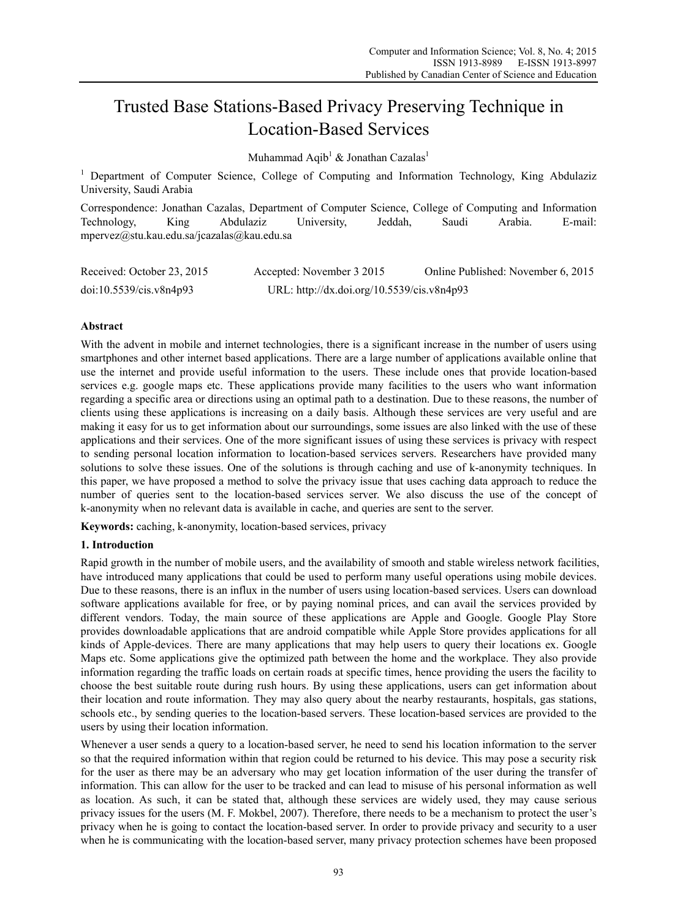# Trusted Base Stations-Based Privacy Preserving Technique in Location-Based Services

Muhammad Aqib[1] & Jonathan Cazalas[1]

[1] Department of Computer Science, College of Computing and Information Technology, King Abdulaziz University, Saudi Arabia

Correspondence: Jonathan Cazalas, Department of Computer Science, College of Computing and Information Technology, King Abdulaziz University, Jeddah, Saudi Arabia. E-mail: mpervez@stu.kau.edu.sa/jcazalas@kau.edu.sa

Received: October 23, 2015 Accepted: November 3 2015 Online Published: November 6, 2015

doi:10.5539/cis.v8n4p93 URL: http://dx.doi.org/10.5539/cis.v8n4p93

## Abstract

With the advent in mobile and internet technologies, there is a significant increase in the number of users using smartphones and other internet based applications. There are a large number of applications available online that use the internet and provide useful information to the users. These include ones that provide location-based services e.g. google maps etc. These applications provide many facilities to the users who want information regarding a specific area or directions using an optimal path to a destination. Due to these reasons, the number of clients using these applications is increasing on a daily basis. Although these services are very useful and are making it easy for us to get information about our surroundings, some issues are also linked with the use of these applications and their services. One of the more significant issues of using these services is privacy with respect to sending personal location information to location-based services servers. Researchers have provided many solutions to solve these issues. One of the solutions is through caching and use of k-anonymity techniques. In this paper, we have proposed a method to solve the privacy issue that uses caching data approach to reduce the number of queries sent to the location-based services server. We also discuss the use of the concept of k-anonymity when no relevant data is available in cache, and queries are sent to the server.

**Keywords:** caching, k-anonymity, location-based services, privacy

## 1. Introduction

Rapid growth in the number of mobile users, and the availability of smooth and stable wireless network facilities, have introduced many applications that could be used to perform many useful operations using mobile devices. Due to these reasons, there is an influx in the number of users using location-based services. Users can download software applications available for free, or by paying nominal prices, and can avail the services provided by different vendors. Today, the main source of these applications are Apple and Google. Google Play Store provides downloadable applications that are android compatible while Apple Store provides applications for all kinds of Apple-devices. There are many applications that may help users to query their locations ex. Google Maps etc. Some applications give the optimized path between the home and the workplace. They also provide information regarding the traffic loads on certain roads at specific times, hence providing the users the facility to choose the best suitable route during rush hours. By using these applications, users can get information about their location and route information. They may also query about the nearby restaurants, hospitals, gas stations, schools etc., by sending queries to the location-based servers. These location-based services are provided to the users by using their location information.

Whenever a user sends a query to a location-based server, he need to send his location information to the server so that the required information within that region could be returned to his device. This may pose a security risk for the user as there may be an adversary who may get location information of the user during the transfer of information. This can allow for the user to be tracked and can lead to misuse of his personal information as well as location. As such, it can be stated that, although these services are widely used, they may cause serious privacy issues for the users (M. F. Mokbel, 2007). Therefore, there needs to be a mechanism to protect the user's privacy when he is going to contact the location-based server. In order to provide privacy and security to a user when he is communicating with the location-based server, many privacy protection schemes have been proposed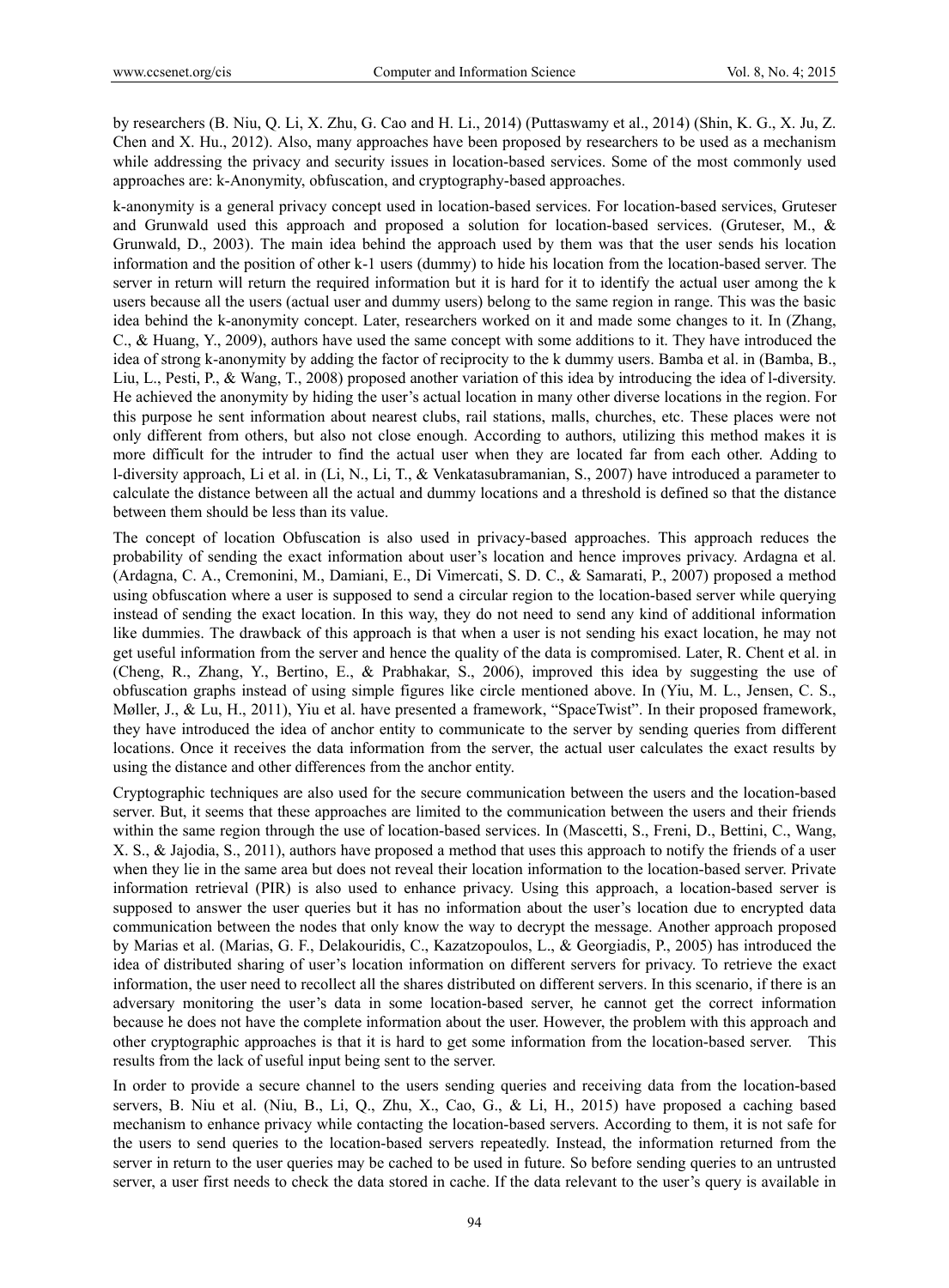by researchers (B. Niu, Q. Li, X. Zhu, G. Cao and H. Li., 2014) (Puttaswamy et al., 2014) (Shin, K. G., X. Ju, Z. Chen and X. Hu., 2012). Also, many approaches have been proposed by researchers to be used as a mechanism while addressing the privacy and security issues in location-based services. Some of the most commonly used approaches are: k-Anonymity, obfuscation, and cryptography-based approaches.

k-anonymity is a general privacy concept used in location-based services. For location-based services, Gruteser and Grunwald used this approach and proposed a solution for location-based services. (Gruteser, M., & Grunwald, D., 2003). The main idea behind the approach used by them was that the user sends his location information and the position of other k-1 users (dummy) to hide his location from the location-based server. The server in return will return the required information but it is hard for it to identify the actual user among the k users because all the users (actual user and dummy users) belong to the same region in range. This was the basic idea behind the k-anonymity concept. Later, researchers worked on it and made some changes to it. In (Zhang, C., & Huang, Y., 2009), authors have used the same concept with some additions to it. They have introduced the idea of strong k-anonymity by adding the factor of reciprocity to the k dummy users. Bamba et al. in (Bamba, B., Liu, L., Pesti, P., & Wang, T., 2008) proposed another variation of this idea by introducing the idea of l-diversity. He achieved the anonymity by hiding the user's actual location in many other diverse locations in the region. For this purpose he sent information about nearest clubs, rail stations, malls, churches, etc. These places were not only different from others, but also not close enough. According to authors, utilizing this method makes it is more difficult for the intruder to find the actual user when they are located far from each other. Adding to l-diversity approach, Li et al. in (Li, N., Li, T., & Venkatasubramanian, S., 2007) have introduced a parameter to calculate the distance between all the actual and dummy locations and a threshold is defined so that the distance between them should be less than its value.

The concept of location Obfuscation is also used in privacy-based approaches. This approach reduces the probability of sending the exact information about user's location and hence improves privacy. Ardagna et al. (Ardagna, C. A., Cremonini, M., Damiani, E., Di Vimercati, S. D. C., & Samarati, P., 2007) proposed a method using obfuscation where a user is supposed to send a circular region to the location-based server while querying instead of sending the exact location. In this way, they do not need to send any kind of additional information like dummies. The drawback of this approach is that when a user is not sending his exact location, he may not get useful information from the server and hence the quality of the data is compromised. Later, R. Chent et al. in (Cheng, R., Zhang, Y., Bertino, E., & Prabhakar, S., 2006), improved this idea by suggesting the use of obfuscation graphs instead of using simple figures like circle mentioned above. In (Yiu, M. L., Jensen, C. S., Møller, J., & Lu, H., 2011), Yiu et al. have presented a framework, "SpaceTwist". In their proposed framework, they have introduced the idea of anchor entity to communicate to the server by sending queries from different locations. Once it receives the data information from the server, the actual user calculates the exact results by using the distance and other differences from the anchor entity.

Cryptographic techniques are also used for the secure communication between the users and the location-based server. But, it seems that these approaches are limited to the communication between the users and their friends within the same region through the use of location-based services. In (Mascetti, S., Freni, D., Bettini, C., Wang, X. S., & Jajodia, S., 2011), authors have proposed a method that uses this approach to notify the friends of a user when they lie in the same area but does not reveal their location information to the location-based server. Private information retrieval (PIR) is also used to enhance privacy. Using this approach, a location-based server is supposed to answer the user queries but it has no information about the user's location due to encrypted data communication between the nodes that only know the way to decrypt the message. Another approach proposed by Marias et al. (Marias, G. F., Delakouridis, C., Kazatzopoulos, L., & Georgiadis, P., 2005) has introduced the idea of distributed sharing of user's location information on different servers for privacy. To retrieve the exact information, the user need to recollect all the shares distributed on different servers. In this scenario, if there is an adversary monitoring the user's data in some location-based server, he cannot get the correct information because he does not have the complete information about the user. However, the problem with this approach and other cryptographic approaches is that it is hard to get some information from the location-based server. This results from the lack of useful input being sent to the server.

In order to provide a secure channel to the users sending queries and receiving data from the location-based servers, B. Niu et al. (Niu, B., Li, Q., Zhu, X., Cao, G., & Li, H., 2015) have proposed a caching based mechanism to enhance privacy while contacting the location-based servers. According to them, it is not safe for the users to send queries to the location-based servers repeatedly. Instead, the information returned from the server in return to the user queries may be cached to be used in future. So before sending queries to an untrusted server, a user first needs to check the data stored in cache. If the data relevant to the user's query is available in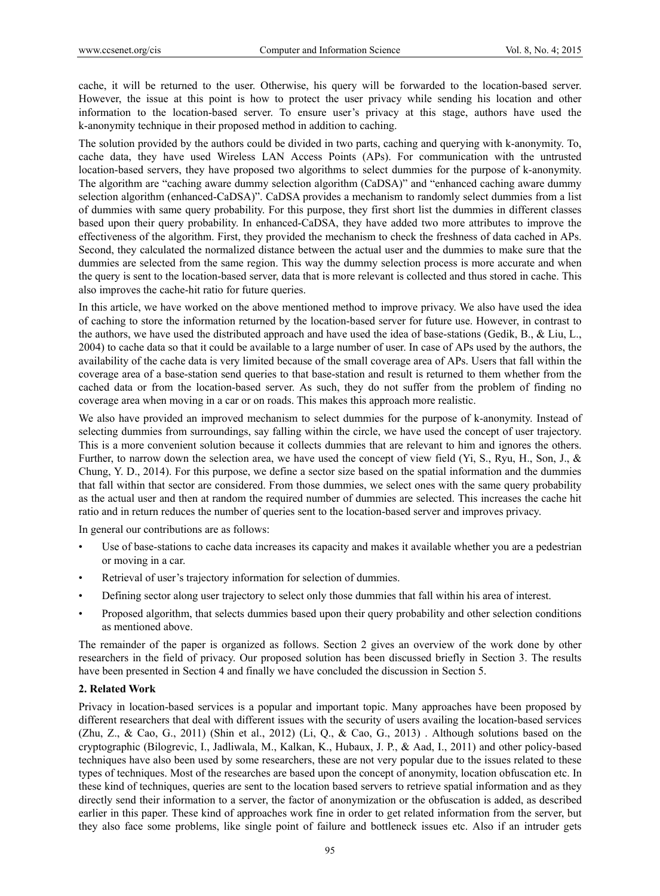cache, it will be returned to the user. Otherwise, his query will be forwarded to the location-based server. However, the issue at this point is how to protect the user privacy while sending his location and other information to the location-based server. To ensure user's privacy at this stage, authors have used the k-anonymity technique in their proposed method in addition to caching.

The solution provided by the authors could be divided in two parts, caching and querying with k-anonymity. To, cache data, they have used Wireless LAN Access Points (APs). For communication with the untrusted location-based servers, they have proposed two algorithms to select dummies for the purpose of k-anonymity. The algorithm are "caching aware dummy selection algorithm (CaDSA)" and "enhanced caching aware dummy selection algorithm (enhanced-CaDSA)". CaDSA provides a mechanism to randomly select dummies from a list of dummies with same query probability. For this purpose, they first short list the dummies in different classes based upon their query probability. In enhanced-CaDSA, they have added two more attributes to improve the effectiveness of the algorithm. First, they provided the mechanism to check the freshness of data cached in APs. Second, they calculated the normalized distance between the actual user and the dummies to make sure that the dummies are selected from the same region. This way the dummy selection process is more accurate and when the query is sent to the location-based server, data that is more relevant is collected and thus stored in cache. This also improves the cache-hit ratio for future queries.

In this article, we have worked on the above mentioned method to improve privacy. We also have used the idea of caching to store the information returned by the location-based server for future use. However, in contrast to the authors, we have used the distributed approach and have used the idea of base-stations (Gedik, B., & Liu, L., 2004) to cache data so that it could be available to a large number of user. In case of APs used by the authors, the availability of the cache data is very limited because of the small coverage area of APs. Users that fall within the coverage area of a base-station send queries to that base-station and result is returned to them whether from the cached data or from the location-based server. As such, they do not suffer from the problem of finding no coverage area when moving in a car or on roads. This makes this approach more realistic.

We also have provided an improved mechanism to select dummies for the purpose of k-anonymity. Instead of selecting dummies from surroundings, say falling within the circle, we have used the concept of user trajectory. This is a more convenient solution because it collects dummies that are relevant to him and ignores the others. Further, to narrow down the selection area, we have used the concept of view field (Yi, S., Ryu, H., Son, J., & Chung, Y. D., 2014). For this purpose, we define a sector size based on the spatial information and the dummies that fall within that sector are considered. From those dummies, we select ones with the same query probability as the actual user and then at random the required number of dummies are selected. This increases the cache hit ratio and in return reduces the number of queries sent to the location-based server and improves privacy.

In general our contributions are as follows:

- Use of base-stations to cache data increases its capacity and makes it available whether you are a pedestrian or moving in a car.
- Retrieval of user's trajectory information for selection of dummies.
- Defining sector along user trajectory to select only those dummies that fall within his area of interest.
- Proposed algorithm, that selects dummies based upon their query probability and other selection conditions as mentioned above.

The remainder of the paper is organized as follows. Section 2 gives an overview of the work done by other researchers in the field of privacy. Our proposed solution has been discussed briefly in Section 3. The results have been presented in Section 4 and finally we have concluded the discussion in Section 5.

## 2. Related Work

Privacy in location-based services is a popular and important topic. Many approaches have been proposed by different researchers that deal with different issues with the security of users availing the location-based services (Zhu, Z., & Cao, G., 2011) (Shin et al., 2012) (Li, Q., & Cao, G., 2013) . Although solutions based on the cryptographic (Bilogrevic, I., Jadliwala, M., Kalkan, K., Hubaux, J. P., & Aad, I., 2011) and other policy-based techniques have also been used by some researchers, these are not very popular due to the issues related to these types of techniques. Most of the researches are based upon the concept of anonymity, location obfuscation etc. In these kind of techniques, queries are sent to the location based servers to retrieve spatial information and as they directly send their information to a server, the factor of anonymization or the obfuscation is added, as described earlier in this paper. These kind of approaches work fine in order to get related information from the server, but they also face some problems, like single point of failure and bottleneck issues etc. Also if an intruder gets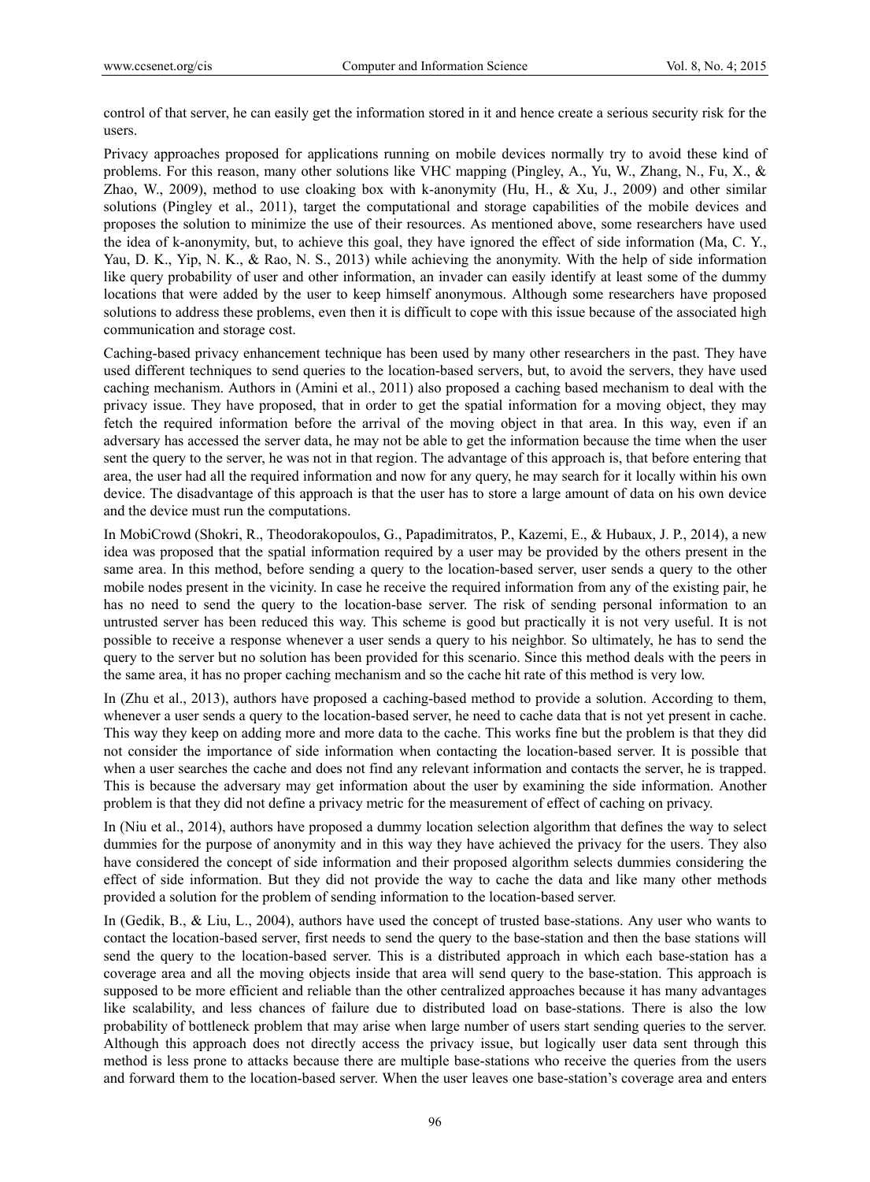control of that server, he can easily get the information stored in it and hence create a serious security risk for the users.

Privacy approaches proposed for applications running on mobile devices normally try to avoid these kind of problems. For this reason, many other solutions like VHC mapping (Pingley, A., Yu, W., Zhang, N., Fu, X., & Zhao, W., 2009), method to use cloaking box with k-anonymity (Hu, H., & Xu, J., 2009) and other similar solutions (Pingley et al., 2011), target the computational and storage capabilities of the mobile devices and proposes the solution to minimize the use of their resources. As mentioned above, some researchers have used the idea of k-anonymity, but, to achieve this goal, they have ignored the effect of side information (Ma, C. Y., Yau, D. K., Yip, N. K., & Rao, N. S., 2013) while achieving the anonymity. With the help of side information like query probability of user and other information, an invader can easily identify at least some of the dummy locations that were added by the user to keep himself anonymous. Although some researchers have proposed solutions to address these problems, even then it is difficult to cope with this issue because of the associated high communication and storage cost.

Caching-based privacy enhancement technique has been used by many other researchers in the past. They have used different techniques to send queries to the location-based servers, but, to avoid the servers, they have used caching mechanism. Authors in (Amini et al., 2011) also proposed a caching based mechanism to deal with the privacy issue. They have proposed, that in order to get the spatial information for a moving object, they may fetch the required information before the arrival of the moving object in that area. In this way, even if an adversary has accessed the server data, he may not be able to get the information because the time when the user sent the query to the server, he was not in that region. The advantage of this approach is, that before entering that area, the user had all the required information and now for any query, he may search for it locally within his own device. The disadvantage of this approach is that the user has to store a large amount of data on his own device and the device must run the computations.

In MobiCrowd (Shokri, R., Theodorakopoulos, G., Papadimitratos, P., Kazemi, E., & Hubaux, J. P., 2014), a new idea was proposed that the spatial information required by a user may be provided by the others present in the same area. In this method, before sending a query to the location-based server, user sends a query to the other mobile nodes present in the vicinity. In case he receive the required information from any of the existing pair, he has no need to send the query to the location-base server. The risk of sending personal information to an untrusted server has been reduced this way. This scheme is good but practically it is not very useful. It is not possible to receive a response whenever a user sends a query to his neighbor. So ultimately, he has to send the query to the server but no solution has been provided for this scenario. Since this method deals with the peers in the same area, it has no proper caching mechanism and so the cache hit rate of this method is very low.

In (Zhu et al., 2013), authors have proposed a caching-based method to provide a solution. According to them, whenever a user sends a query to the location-based server, he need to cache data that is not yet present in cache. This way they keep on adding more and more data to the cache. This works fine but the problem is that they did not consider the importance of side information when contacting the location-based server. It is possible that when a user searches the cache and does not find any relevant information and contacts the server, he is trapped. This is because the adversary may get information about the user by examining the side information. Another problem is that they did not define a privacy metric for the measurement of effect of caching on privacy.

In (Niu et al., 2014), authors have proposed a dummy location selection algorithm that defines the way to select dummies for the purpose of anonymity and in this way they have achieved the privacy for the users. They also have considered the concept of side information and their proposed algorithm selects dummies considering the effect of side information. But they did not provide the way to cache the data and like many other methods provided a solution for the problem of sending information to the location-based server.

In (Gedik, B., & Liu, L., 2004), authors have used the concept of trusted base-stations. Any user who wants to contact the location-based server, first needs to send the query to the base-station and then the base stations will send the query to the location-based server. This is a distributed approach in which each base-station has a coverage area and all the moving objects inside that area will send query to the base-station. This approach is supposed to be more efficient and reliable than the other centralized approaches because it has many advantages like scalability, and less chances of failure due to distributed load on base-stations. There is also the low probability of bottleneck problem that may arise when large number of users start sending queries to the server. Although this approach does not directly access the privacy issue, but logically user data sent through this method is less prone to attacks because there are multiple base-stations who receive the queries from the users and forward them to the location-based server. When the user leaves one base-station's coverage area and enters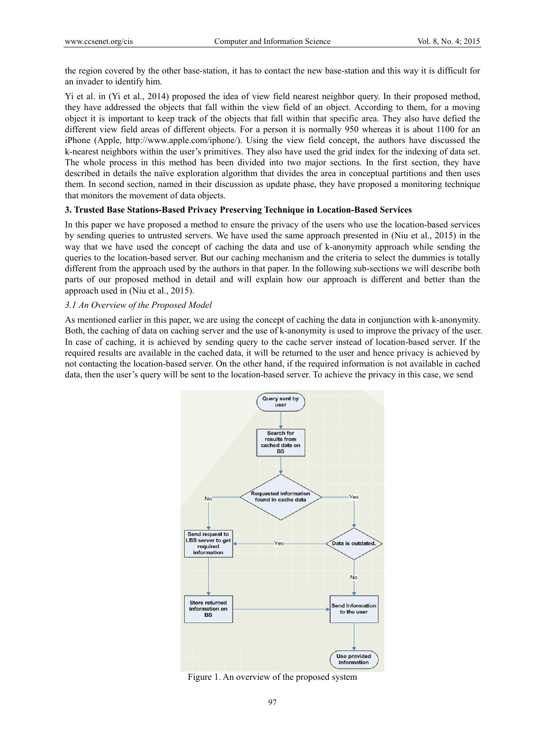the region covered by the other base-station, it has to contact the new base-station and this way it is difficult for an invader to identify him.

Yi et al. in (Yi et al., 2014) proposed the idea of view field nearest neighbor query. In their proposed method, they have addressed the objects that fall within the view field of an object. According to them, for a moving object it is important to keep track of the objects that fall within that specific area. They also have defied the different view field areas of different objects. For a person it is normally 950 whereas it is about 1100 for an iPhone (Apple, http://www.apple.com/iphone/). Using the view field concept, the authors have discussed the k-nearest neighbors within the user's primitives. They also have used the grid index for the indexing of data set. The whole process in this method has been divided into two major sections. In the first section, they have described in details the naïve exploration algorithm that divides the area in conceptual partitions and then uses them. In second section, named in their discussion as update phase, they have proposed a monitoring technique that monitors the movement of data objects.

## 3. Trusted Base Stations-Based Privacy Preserving Technique in Location-Based Services

In this paper we have proposed a method to ensure the privacy of the users who use the location-based services by sending queries to untrusted servers. We have used the same approach presented in (Niu et al., 2015) in the way that we have used the concept of caching the data and use of k-anonymity approach while sending the queries to the location-based server. But our caching mechanism and the criteria to select the dummies is totally different from the approach used by the authors in that paper. In the following sub-sections we will describe both parts of our proposed method in detail and will explain how our approach is different and better than the approach used in (Niu et al., 2015).

### *3.1 An Overview of the Proposed Model*

As mentioned earlier in this paper, we are using the concept of caching the data in conjunction with k-anonymity. Both, the caching of data on caching server and the use of k-anonymity is used to improve the privacy of the user. In case of caching, it is achieved by sending query to the cache server instead of location-based server. If the required results are available in the cached data, it will be returned to the user and hence privacy is achieved by not contacting the location-based server. On the other hand, if the required information is not available in cached data, then the user's query will be sent to the location-based server. To achieve the privacy in this case, we send

Query sent by user

Search for results from cached data on BS

Requested information found in cache data

No

Yes

Send request to LBS server to get required information

Yes

Data is outdated.

No

Store returned information on BS

Send Information to the user

Use provided information

Figure 1. An overview of the proposed system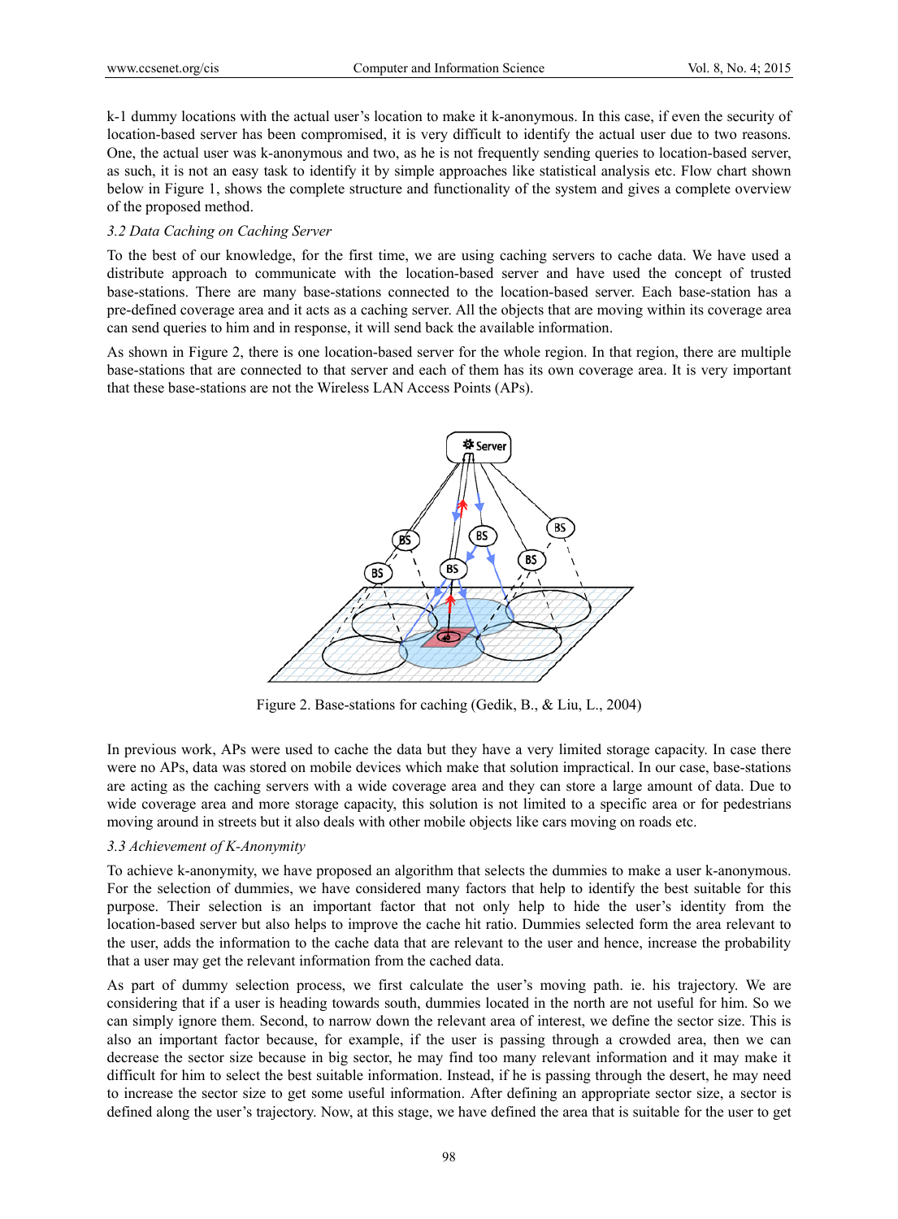k-1 dummy locations with the actual user's location to make it k-anonymous. In this case, if even the security of location-based server has been compromised, it is very difficult to identify the actual user due to two reasons. One, the actual user was k-anonymous and two, as he is not frequently sending queries to location-based server, as such, it is not an easy task to identify it by simple approaches like statistical analysis etc. Flow chart shown below in Figure 1, shows the complete structure and functionality of the system and gives a complete overview of the proposed method.

### *3.2 Data Caching on Caching Server*

To the best of our knowledge, for the first time, we are using caching servers to cache data. We have used a distribute approach to communicate with the location-based server and have used the concept of trusted base-stations. There are many base-stations connected to the location-based server. Each base-station has a pre-defined coverage area and it acts as a caching server. All the objects that are moving within its coverage area can send queries to him and in response, it will send back the available information.

As shown in Figure 2, there is one location-based server for the whole region. In that region, there are multiple base-stations that are connected to that server and each of them has its own coverage area. It is very important that these base-stations are not the Wireless LAN Access Points (APs).

Figure 2. Base-stations for caching (Gedik, B., & Liu, L., 2004)

In previous work, APs were used to cache the data but they have a very limited storage capacity. In case there were no APs, data was stored on mobile devices which make that solution impractical. In our case, base-stations are acting as the caching servers with a wide coverage area and they can store a large amount of data. Due to wide coverage area and more storage capacity, this solution is not limited to a specific area or for pedestrians moving around in streets but it also deals with other mobile objects like cars moving on roads etc.

### *3.3 Achievement of K-Anonymity*

To achieve k-anonymity, we have proposed an algorithm that selects the dummies to make a user k-anonymous. For the selection of dummies, we have considered many factors that help to identify the best suitable for this purpose. Their selection is an important factor that not only help to hide the user's identity from the location-based server but also helps to improve the cache hit ratio. Dummies selected form the area relevant to the user, adds the information to the cache data that are relevant to the user and hence, increase the probability that a user may get the relevant information from the cached data.

As part of dummy selection process, we first calculate the user's moving path. ie. his trajectory. We are considering that if a user is heading towards south, dummies located in the north are not useful for him. So we can simply ignore them. Second, to narrow down the relevant area of interest, we define the sector size. This is also an important factor because, for example, if the user is passing through a crowded area, then we can decrease the sector size because in big sector, he may find too many relevant information and it may make it difficult for him to select the best suitable information. Instead, if he is passing through the desert, he may need to increase the sector size to get some useful information. After defining an appropriate sector size, a sector is defined along the user's trajectory. Now, at this stage, we have defined the area that is suitable for the user to get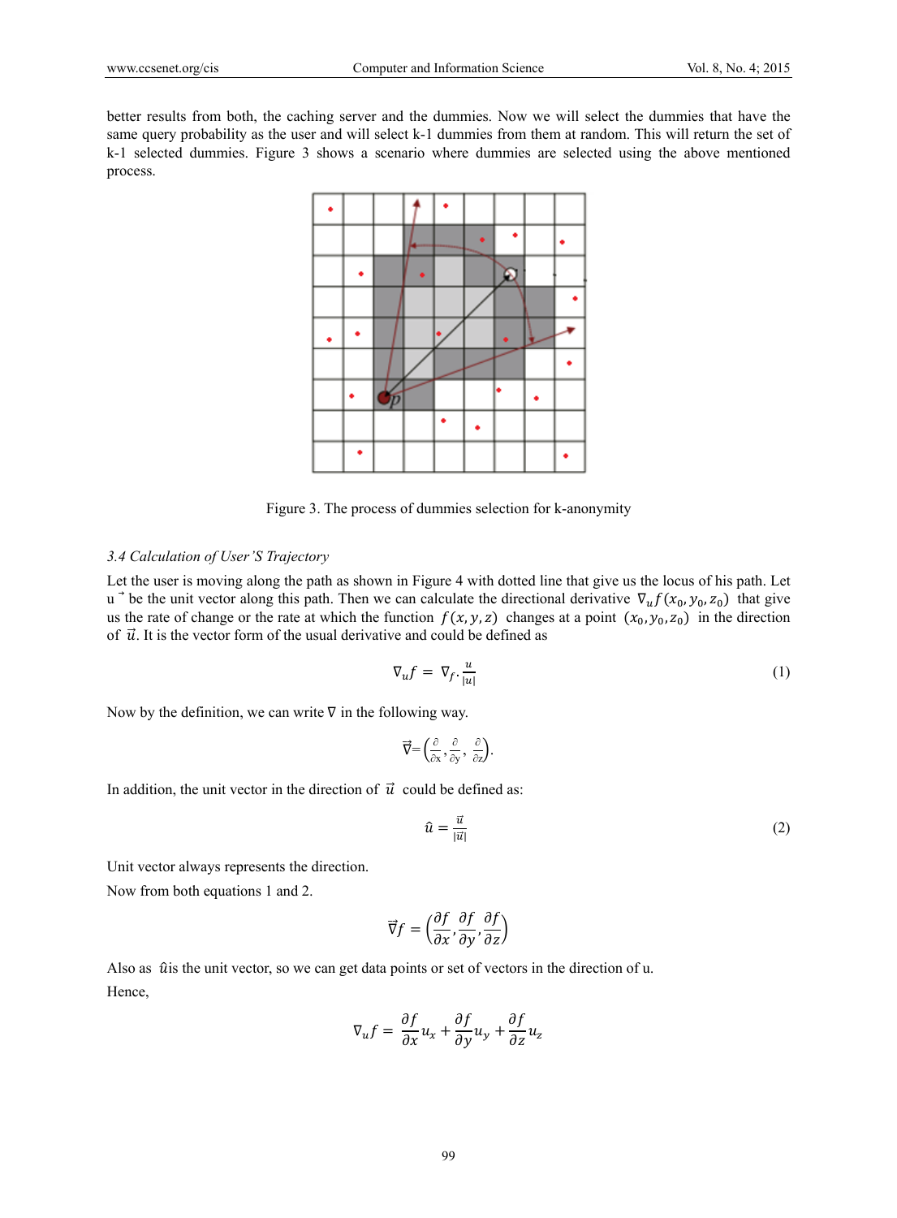better results from both, the caching server and the dummies. Now we will select the dummies that have the same query probability as the user and will select k-1 dummies from them at random. This will return the set of k-1 selected dummies. Figure 3 shows a scenario where dummies are selected using the above mentioned process.

Figure 3. The process of dummies selection for k-anonymity

### *3.4 Calculation of User'S Trajectory*

Let the user is moving along the path as shown in Figure 4 with dotted line that give us the locus of his path. Let $\vec{u}$ be the unit vector along this path. Then we can calculate the directional derivative $\nabla_u f(x_0, y_0, z_0)$ that give us the rate of change or the rate at which the function $f(x, y, z)$ changes at a point $(x_0, y_0, z_0)$ in the direction of $\vec{u}$. It is the vector form of the usual derivative and could be defined as

$$\nabla_u f = \nabla_f \cdot \frac{u}{|u|} \tag{1}$$

Now by the definition, we can write $\nabla$ in the following way.

$$\vec{\nabla} = \left(\frac{\partial}{\partial x}, \frac{\partial}{\partial y}, \frac{\partial}{\partial z}\right).$$

In addition, the unit vector in the direction of $\vec{u}$ could be defined as:

$$\hat{u} = \frac{\vec{u}}{|\vec{u}|} \tag{2}$$

Unit vector always represents the direction.

Now from both equations 1 and 2.

$$\vec{\nabla} f = \left(\frac{\partial f}{\partial x}, \frac{\partial f}{\partial y}, \frac{\partial f}{\partial z}\right)$$

Also as $\hat{u}$ is the unit vector, so we can get data points or set of vectors in the direction of u.

Hence,

$$\nabla_u f = \frac{\partial f}{\partial x} u_x + \frac{\partial f}{\partial y} u_y + \frac{\partial f}{\partial z} u_z$$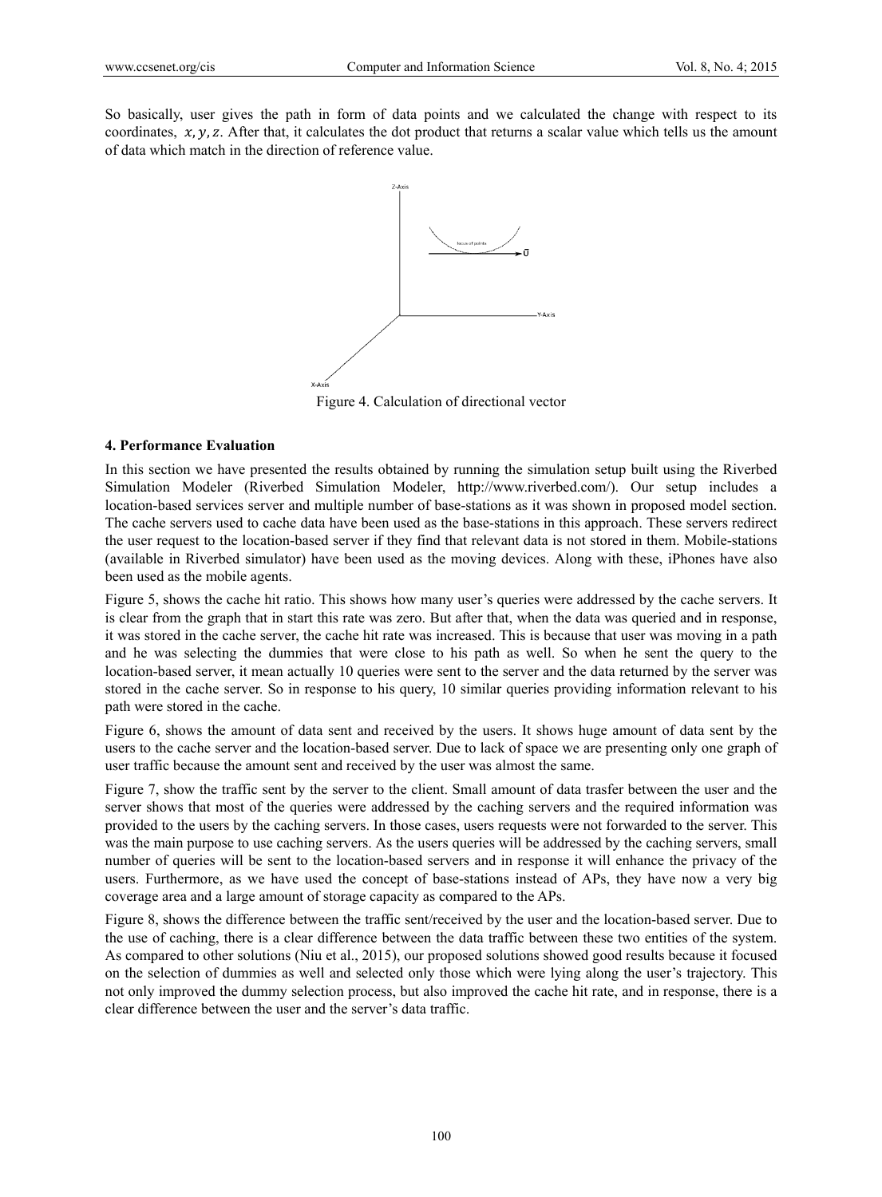So basically, user gives the path in form of data points and we calculated the change with respect to its coordinates, $x, y, z$. After that, it calculates the dot product that returns a scalar value which tells us the amount of data which match in the direction of reference value.

Z-Axis

locus of points

$\vec{U}$

Y-Axis

X-Axis

Figure 4. Calculation of directional vector

### 4. Performance Evaluation

In this section we have presented the results obtained by running the simulation setup built using the Riverbed Simulation Modeler (Riverbed Simulation Modeler, http://www.riverbed.com/). Our setup includes a location-based services server and multiple number of base-stations as it was shown in proposed model section. The cache servers used to cache data have been used as the base-stations in this approach. These servers redirect the user request to the location-based server if they find that relevant data is not stored in them. Mobile-stations (available in Riverbed simulator) have been used as the moving devices. Along with these, iPhones have also been used as the mobile agents.

Figure 5, shows the cache hit ratio. This shows how many user's queries were addressed by the cache servers. It is clear from the graph that in start this rate was zero. But after that, when the data was queried and in response, it was stored in the cache server, the cache hit rate was increased. This is because that user was moving in a path and he was selecting the dummies that were close to his path as well. So when he sent the query to the location-based server, it mean actually 10 queries were sent to the server and the data returned by the server was stored in the cache server. So in response to his query, 10 similar queries providing information relevant to his path were stored in the cache.

Figure 6, shows the amount of data sent and received by the users. It shows huge amount of data sent by the users to the cache server and the location-based server. Due to lack of space we are presenting only one graph of user traffic because the amount sent and received by the user was almost the same.

Figure 7, show the traffic sent by the server to the client. Small amount of data trasfer between the user and the server shows that most of the queries were addressed by the caching servers and the required information was provided to the users by the caching servers. In those cases, users requests were not forwarded to the server. This was the main purpose to use caching servers. As the users queries will be addressed by the caching servers, small number of queries will be sent to the location-based servers and in response it will enhance the privacy of the users. Furthermore, as we have used the concept of base-stations instead of APs, they have now a very big coverage area and a large amount of storage capacity as compared to the APs.

Figure 8, shows the difference between the traffic sent/received by the user and the location-based server. Due to the use of caching, there is a clear difference between the data traffic between these two entities of the system. As compared to other solutions (Niu et al., 2015), our proposed solutions showed good results because it focused on the selection of dummies as well and selected only those which were lying along the user's trajectory. This not only improved the dummy selection process, but also improved the cache hit rate, and in response, there is a clear difference between the user and the server's data traffic.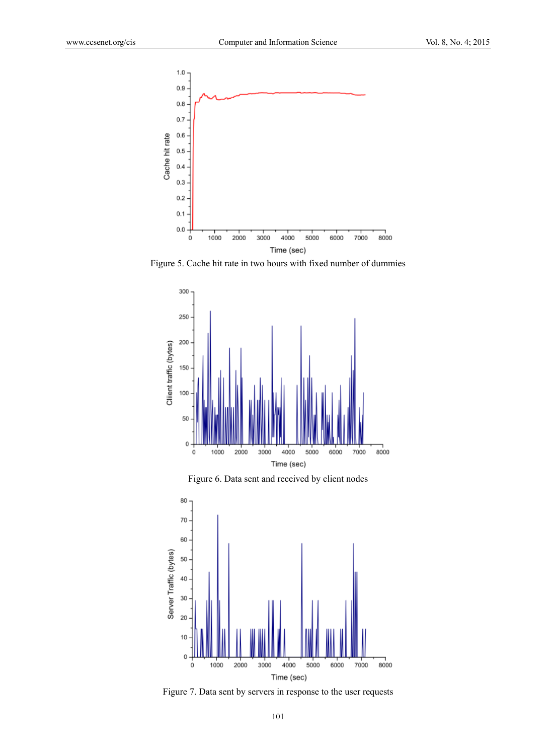Figure 5. Cache hit rate in two hours with fixed number of dummies

Figure 6. Data sent and received by client nodes

Figure 7. Data sent by servers in response to the user requests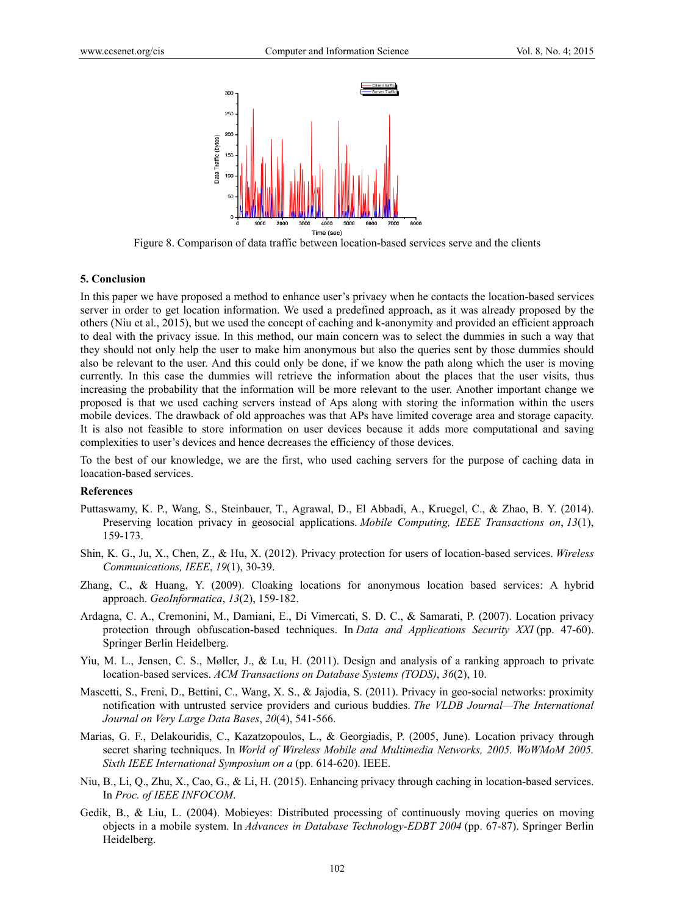Client traffic
Server Traffic
Data Traffic (bytes)
0
50
100
150
200
250
300
0
1000
2000
3000
4000
5000
6000
7000
8000
Time (sec)

Figure 8. Comparison of data traffic between location-based services serve and the clients

## 5. Conclusion

In this paper we have proposed a method to enhance user's privacy when he contacts the location-based services server in order to get location information. We used a predefined approach, as it was already proposed by the others (Niu et al., 2015), but we used the concept of caching and k-anonymity and provided an efficient approach to deal with the privacy issue. In this method, our main concern was to select the dummies in such a way that they should not only help the user to make him anonymous but also the queries sent by those dummies should also be relevant to the user. And this could only be done, if we know the path along which the user is moving currently. In this case the dummies will retrieve the information about the places that the user visits, thus increasing the probability that the information will be more relevant to the user. Another important change we proposed is that we used caching servers instead of Aps along with storing the information within the users mobile devices. The drawback of old approaches was that APs have limited coverage area and storage capacity. It is also not feasible to store information on user devices because it adds more computational and saving complexities to user's devices and hence decreases the efficiency of those devices.

To the best of our knowledge, we are the first, who used caching servers for the purpose of caching data in loacation-based services.

## References

Puttaswamy, K. P., Wang, S., Steinbauer, T., Agrawal, D., El Abbadi, A., Kruegel, C., & Zhao, B. Y. (2014). Preserving location privacy in geosocial applications. *Mobile Computing, IEEE Transactions on*, *13*(1), 159-173.

Shin, K. G., Ju, X., Chen, Z., & Hu, X. (2012). Privacy protection for users of location-based services. *Wireless Communications, IEEE*, *19*(1), 30-39.

Zhang, C., & Huang, Y. (2009). Cloaking locations for anonymous location based services: A hybrid approach. *GeoInformatica*, *13*(2), 159-182.

Ardagna, C. A., Cremonini, M., Damiani, E., Di Vimercati, S. D. C., & Samarati, P. (2007). Location privacy protection through obfuscation-based techniques. In *Data and Applications Security XXI* (pp. 47-60). Springer Berlin Heidelberg.

Yiu, M. L., Jensen, C. S., Møller, J., & Lu, H. (2011). Design and analysis of a ranking approach to private location-based services. *ACM Transactions on Database Systems (TODS)*, *36*(2), 10.

Mascetti, S., Freni, D., Bettini, C., Wang, X. S., & Jajodia, S. (2011). Privacy in geo-social networks: proximity notification with untrusted service providers and curious buddies. *The VLDB Journal—The International Journal on Very Large Data Bases*, *20*(4), 541-566.

Marias, G. F., Delakouridis, C., Kazatzopoulos, L., & Georgiadis, P. (2005, June). Location privacy through secret sharing techniques. In *World of Wireless Mobile and Multimedia Networks, 2005. WoWMoM 2005. Sixth IEEE International Symposium on a* (pp. 614-620). IEEE.

Niu, B., Li, Q., Zhu, X., Cao, G., & Li, H. (2015). Enhancing privacy through caching in location-based services. In *Proc. of IEEE INFOCOM*.

Gedik, B., & Liu, L. (2004). Mobieyes: Distributed processing of continuously moving queries on moving objects in a mobile system. In *Advances in Database Technology-EDBT 2004* (pp. 67-87). Springer Berlin Heidelberg.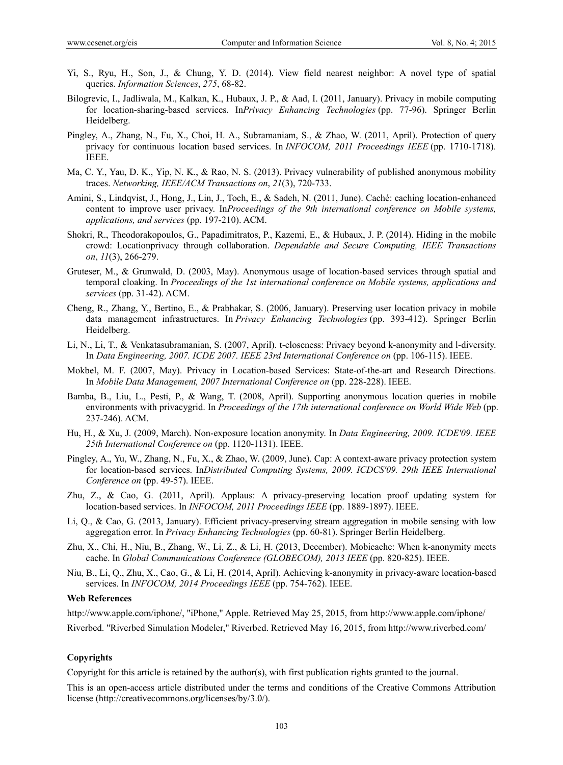Yi, S., Ryu, H., Son, J., & Chung, Y. D. (2014). View field nearest neighbor: A novel type of spatial queries. *Information Sciences*, *275*, 68-82.

Bilogrevic, I., Jadliwala, M., Kalkan, K., Hubaux, J. P., & Aad, I. (2011, January). Privacy in mobile computing for location-sharing-based services. In*Privacy Enhancing Technologies* (pp. 77-96). Springer Berlin Heidelberg.

Pingley, A., Zhang, N., Fu, X., Choi, H. A., Subramaniam, S., & Zhao, W. (2011, April). Protection of query privacy for continuous location based services. In *INFOCOM, 2011 Proceedings IEEE* (pp. 1710-1718). IEEE.

Ma, C. Y., Yau, D. K., Yip, N. K., & Rao, N. S. (2013). Privacy vulnerability of published anonymous mobility traces. *Networking, IEEE/ACM Transactions on*, *21*(3), 720-733.

Amini, S., Lindqvist, J., Hong, J., Lin, J., Toch, E., & Sadeh, N. (2011, June). Caché: caching location-enhanced content to improve user privacy. In*Proceedings of the 9th international conference on Mobile systems, applications, and services* (pp. 197-210). ACM.

Shokri, R., Theodorakopoulos, G., Papadimitratos, P., Kazemi, E., & Hubaux, J. P. (2014). Hiding in the mobile crowd: Locationprivacy through collaboration. *Dependable and Secure Computing, IEEE Transactions on*, *11*(3), 266-279.

Gruteser, M., & Grunwald, D. (2003, May). Anonymous usage of location-based services through spatial and temporal cloaking. In *Proceedings of the 1st international conference on Mobile systems, applications and services* (pp. 31-42). ACM.

Cheng, R., Zhang, Y., Bertino, E., & Prabhakar, S. (2006, January). Preserving user location privacy in mobile data management infrastructures. In *Privacy Enhancing Technologies* (pp. 393-412). Springer Berlin Heidelberg.

Li, N., Li, T., & Venkatasubramanian, S. (2007, April). t-closeness: Privacy beyond k-anonymity and l-diversity. In *Data Engineering, 2007. ICDE 2007. IEEE 23rd International Conference on* (pp. 106-115). IEEE.

Mokbel, M. F. (2007, May). Privacy in Location-based Services: State-of-the-art and Research Directions. In *Mobile Data Management, 2007 International Conference on* (pp. 228-228). IEEE.

Bamba, B., Liu, L., Pesti, P., & Wang, T. (2008, April). Supporting anonymous location queries in mobile environments with privacygrid. In *Proceedings of the 17th international conference on World Wide Web* (pp. 237-246). ACM.

Hu, H., & Xu, J. (2009, March). Non-exposure location anonymity. In *Data Engineering, 2009. ICDE'09. IEEE 25th International Conference on* (pp. 1120-1131). IEEE.

Pingley, A., Yu, W., Zhang, N., Fu, X., & Zhao, W. (2009, June). Cap: A context-aware privacy protection system for location-based services. In*Distributed Computing Systems, 2009. ICDCS'09. 29th IEEE International Conference on* (pp. 49-57). IEEE.

Zhu, Z., & Cao, G. (2011, April). Applaus: A privacy-preserving location proof updating system for location-based services. In *INFOCOM, 2011 Proceedings IEEE* (pp. 1889-1897). IEEE.

Li, Q., & Cao, G. (2013, January). Efficient privacy-preserving stream aggregation in mobile sensing with low aggregation error. In *Privacy Enhancing Technologies* (pp. 60-81). Springer Berlin Heidelberg.

Zhu, X., Chi, H., Niu, B., Zhang, W., Li, Z., & Li, H. (2013, December). Mobicache: When k-anonymity meets cache. In *Global Communications Conference (GLOBECOM), 2013 IEEE* (pp. 820-825). IEEE.

Niu, B., Li, Q., Zhu, X., Cao, G., & Li, H. (2014, April). Achieving k-anonymity in privacy-aware location-based services. In *INFOCOM, 2014 Proceedings IEEE* (pp. 754-762). IEEE.

**Web References**

http://www.apple.com/iphone/, "iPhone," Apple. Retrieved May 25, 2015, from http://www.apple.com/iphone/

Riverbed. "Riverbed Simulation Modeler," Riverbed. Retrieved May 16, 2015, from http://www.riverbed.com/

**Copyrights**

Copyright for this article is retained by the author(s), with first publication rights granted to the journal.

This is an open-access article distributed under the terms and conditions of the Creative Commons Attribution license (http://creativecommons.org/licenses/by/3.0/).